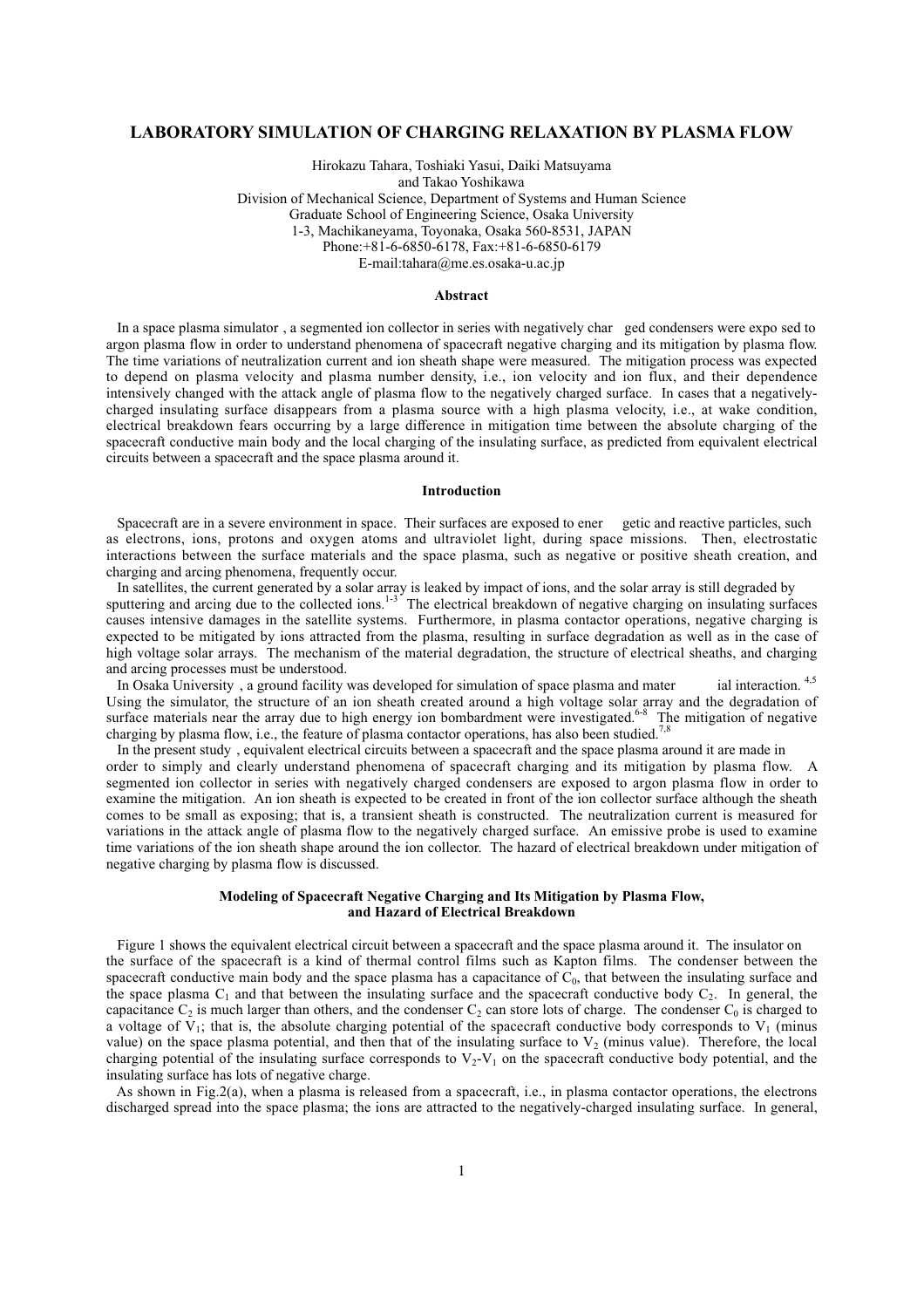# LABORATORY SIMULATION OF CHARGING RELAXATION BY PLASMA FLOW

Hirokazu Tahara, Toshiaki Yasui, Daiki Matsuyama
and Takao Yoshikawa
Division of Mechanical Science, Department of Systems and Human Science
Graduate School of Engineering Science, Osaka University
1-3, Machikaneyama, Toyonaka, Osaka 560-8531, JAPAN
Phone:+81-6-6850-6178, Fax:+81-6-6850-6179
E-mail:tahara@me.es.osaka-u.ac.jp

## Abstract

In a space plasma simulator, a segmented ion collector in series with negatively charged condensers were exposed to argon plasma flow in order to understand phenomena of spacecraft negative charging and its mitigation by plasma flow. The time variations of neutralization current and ion sheath shape were measured. The mitigation process was expected to depend on plasma velocity and plasma number density, i.e., ion velocity and ion flux, and their dependence intensively changed with the attack angle of plasma flow to the negatively charged surface. In cases that a negatively-charged insulating surface disappears from a plasma source with a high plasma velocity, i.e., at wake condition, electrical breakdown fears occurring by a large difference in mitigation time between the absolute charging of the spacecraft conductive main body and the local charging of the insulating surface, as predicted from equivalent electrical circuits between a spacecraft and the space plasma around it.

## Introduction

Spacecraft are in a severe environment in space. Their surfaces are exposed to energetic and reactive particles, such as electrons, ions, protons and oxygen atoms and ultraviolet light, during space missions. Then, electrostatic interactions between the surface materials and the space plasma, such as negative or positive sheath creation, and charging and arcing phenomena, frequently occur.

In satellites, the current generated by a solar array is leaked by impact of ions, and the solar array is still degraded by sputtering and arcing due to the collected ions.[1-3] The electrical breakdown of negative charging on insulating surfaces causes intensive damages in the satellite systems. Furthermore, in plasma contactor operations, negative charging is expected to be mitigated by ions attracted from the plasma, resulting in surface degradation as well as in the case of high voltage solar arrays. The mechanism of the material degradation, the structure of electrical sheaths, and charging and arcing processes must be understood.

In Osaka University, a ground facility was developed for simulation of space plasma and material interaction.[4,5] Using the simulator, the structure of an ion sheath created around a high voltage solar array and the degradation of surface materials near the array due to high energy ion bombardment were investigated.[6-8] The mitigation of negative charging by plasma flow, i.e., the feature of plasma contactor operations, has also been studied.[7,8]

In the present study, equivalent electrical circuits between a spacecraft and the space plasma around it are made in order to simply and clearly understand phenomena of spacecraft charging and its mitigation by plasma flow. A segmented ion collector in series with negatively charged condensers are exposed to argon plasma flow in order to examine the mitigation. An ion sheath is expected to be created in front of the ion collector surface although the sheath comes to be small as exposing; that is, a transient sheath is constructed. The neutralization current is measured for variations in the attack angle of plasma flow to the negatively charged surface. An emissive probe is used to examine time variations of the ion sheath shape around the ion collector. The hazard of electrical breakdown under mitigation of negative charging by plasma flow is discussed.

## Modeling of Spacecraft Negative Charging and Its Mitigation by Plasma Flow, and Hazard of Electrical Breakdown

Figure 1 shows the equivalent electrical circuit between a spacecraft and the space plasma around it. The insulator on the surface of the spacecraft is a kind of thermal control films such as Kapton films. The condenser between the spacecraft conductive main body and the space plasma has a capacitance of $C_0$, that between the insulating surface and the space plasma $C_1$ and that between the insulating surface and the spacecraft conductive body $C_2$. In general, the capacitance $C_2$ is much larger than others, and the condenser $C_2$ can store lots of charge. The condenser $C_0$ is charged to a voltage of $V_1$; that is, the absolute charging potential of the spacecraft conductive body corresponds to $V_1$ (minus value) on the space plasma potential, and then that of the insulating surface to $V_2$ (minus value). Therefore, the local charging potential of the insulating surface corresponds to $V_2$-$V_1$ on the spacecraft conductive body potential, and the insulating surface has lots of negative charge.

As shown in Fig.2(a), when a plasma is released from a spacecraft, i.e., in plasma contactor operations, the electrons discharged spread into the space plasma; the ions are attracted to the negatively-charged insulating surface. In general,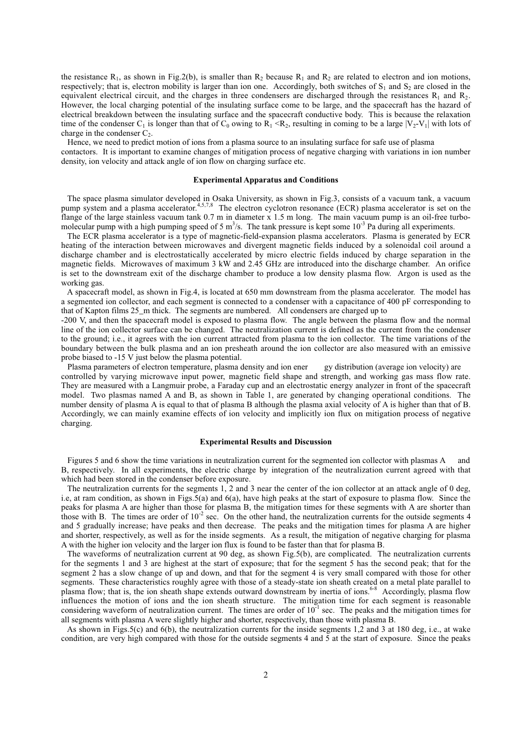the resistance $R_1$, as shown in Fig.2(b), is smaller than $R_2$ because $R_1$ and $R_2$ are related to electron and ion motions, respectively; that is, electron mobility is larger than ion one. Accordingly, both switches of $S_1$ and $S_2$ are closed in the equivalent electrical circuit, and the charges in three condensers are discharged through the resistances $R_1$ and $R_2$. However, the local charging potential of the insulating surface come to be large, and the spacecraft has the hazard of electrical breakdown between the insulating surface and the spacecraft conductive body. This is because the relaxation time of the condenser $C_1$ is longer than that of $C_0$ owing to $R_1 < R_2$, resulting in coming to be a large $|V_2-V_1|$ with lots of charge in the condenser $C_2$.

Hence, we need to predict motion of ions from a plasma source to an insulating surface for safe use of plasma contactors. It is important to examine changes of mitigation process of negative charging with variations in ion number density, ion velocity and attack angle of ion flow on charging surface etc.

## Experimental Apparatus and Conditions

The space plasma simulator developed in Osaka University, as shown in Fig.3, consists of a vacuum tank, a vacuum pump system and a plasma accelerator.[4,5,7,8] The electron cyclotron resonance (ECR) plasma accelerator is set on the flange of the large stainless vacuum tank 0.7 m in diameter x 1.5 m long. The main vacuum pump is an oil-free turbo-molecular pump with a high pumping speed of 5 $m^3$/s. The tank pressure is kept some $10^{-3}$ Pa during all experiments.

The ECR plasma accelerator is a type of magnetic-field-expansion plasma accelerators. Plasma is generated by ECR heating of the interaction between microwaves and divergent magnetic fields induced by a solenoidal coil around a discharge chamber and is electrostatically accelerated by micro electric fields induced by charge separation in the magnetic fields. Microwaves of maximum 3 kW and 2.45 GHz are introduced into the discharge chamber. An orifice is set to the downstream exit of the discharge chamber to produce a low density plasma flow. Argon is used as the working gas.

A spacecraft model, as shown in Fig.4, is located at 650 mm downstream from the plasma accelerator. The model has a segmented ion collector, and each segment is connected to a condenser with a capacitance of 400 pF corresponding to that of Kapton films 25_m thick. The segments are numbered. All condensers are charged up to -200 V, and then the spacecraft model is exposed to plasma flow. The angle between the plasma flow and the normal line of the ion collector surface can be changed. The neutralization current is defined as the current from the condenser to the ground; i.e., it agrees with the ion current attracted from plasma to the ion collector. The time variations of the boundary between the bulk plasma and an ion presheath around the ion collector are also measured with an emissive probe biased to -15 V just below the plasma potential.

Plasma parameters of electron temperature, plasma density and ion energy distribution (average ion velocity) are controlled by varying microwave input power, magnetic field shape and strength, and working gas mass flow rate. They are measured with a Langmuir probe, a Faraday cup and an electrostatic energy analyzer in front of the spacecraft model. Two plasmas named A and B, as shown in Table 1, are generated by changing operational conditions. The number density of plasma A is equal to that of plasma B although the plasma axial velocity of A is higher than that of B. Accordingly, we can mainly examine effects of ion velocity and implicitly ion flux on mitigation process of negative charging.

## Experimental Results and Discussion

Figures 5 and 6 show the time variations in neutralization current for the segmented ion collector with plasmas A and B, respectively. In all experiments, the electric charge by integration of the neutralization current agreed with that which had been stored in the condenser before exposure.

The neutralization currents for the segments 1, 2 and 3 near the center of the ion collector at an attack angle of 0 deg, i.e, at ram condition, as shown in Figs.5(a) and 6(a), have high peaks at the start of exposure to plasma flow. Since the peaks for plasma A are higher than those for plasma B, the mitigation times for these segments with A are shorter than those with B. The times are order of $10^{-2}$ sec. On the other hand, the neutralization currents for the outside segments 4 and 5 gradually increase; have peaks and then decrease. The peaks and the mitigation times for plasma A are higher and shorter, respectively, as well as for the inside segments. As a result, the mitigation of negative charging for plasma A with the higher ion velocity and the larger ion flux is found to be faster than that for plasma B.

The waveforms of neutralization current at 90 deg, as shown Fig.5(b), are complicated. The neutralization currents for the segments 1 and 3 are highest at the start of exposure; that for the segment 5 has the second peak; that for the segment 2 has a slow change of up and down, and that for the segment 4 is very small compared with those for other segments. These characteristics roughly agree with those of a steady-state ion sheath created on a metal plate parallel to plasma flow; that is, the ion sheath shape extends outward downstream by inertia of ions.[6-8] Accordingly, plasma flow influences the motion of ions and the ion sheath structure. The mitigation time for each segment is reasonable considering waveform of neutralization current. The times are order of $10^{-1}$ sec. The peaks and the mitigation times for all segments with plasma A were slightly higher and shorter, respectively, than those with plasma B.

As shown in Figs.5(c) and 6(b), the neutralization currents for the inside segments 1,2 and 3 at 180 deg, i.e., at wake condition, are very high compared with those for the outside segments 4 and 5 at the start of exposure. Since the peaks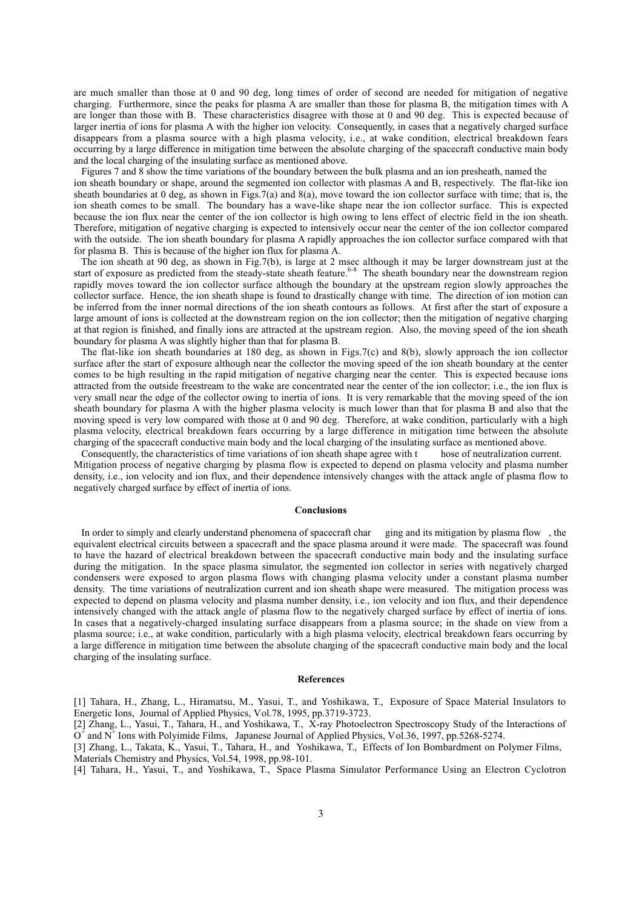are much smaller than those at 0 and 90 deg, long times of order of second are needed for mitigation of negative charging. Furthermore, since the peaks for plasma A are smaller than those for plasma B, the mitigation times with A are longer than those with B. These characteristics disagree with those at 0 and 90 deg. This is expected because of larger inertia of ions for plasma A with the higher ion velocity. Consequently, in cases that a negatively charged surface disappears from a plasma source with a high plasma velocity, i.e., at wake condition, electrical breakdown fears occurring by a large difference in mitigation time between the absolute charging of the spacecraft conductive main body and the local charging of the insulating surface as mentioned above.

Figures 7 and 8 show the time variations of the boundary between the bulk plasma and an ion presheath, named the ion sheath boundary or shape, around the segmented ion collector with plasmas A and B, respectively. The flat-like ion sheath boundaries at 0 deg, as shown in Figs.7(a) and 8(a), move toward the ion collector surface with time; that is, the ion sheath comes to be small. The boundary has a wave-like shape near the ion collector surface. This is expected because the ion flux near the center of the ion collector is high owing to lens effect of electric field in the ion sheath. Therefore, mitigation of negative charging is expected to intensively occur near the center of the ion collector compared with the outside. The ion sheath boundary for plasma A rapidly approaches the ion collector surface compared with that for plasma B. This is because of the higher ion flux for plasma A.

The ion sheath at 90 deg, as shown in Fig.7(b), is large at 2 msec although it may be larger downstream just at the start of exposure as predicted from the steady-state sheath feature.[6-8] The sheath boundary near the downstream region rapidly moves toward the ion collector surface although the boundary at the upstream region slowly approaches the collector surface. Hence, the ion sheath shape is found to drastically change with time. The direction of ion motion can be inferred from the inner normal directions of the ion sheath contours as follows. At first after the start of exposure a large amount of ions is collected at the downstream region on the ion collector; then the mitigation of negative charging at that region is finished, and finally ions are attracted at the upstream region. Also, the moving speed of the ion sheath boundary for plasma A was slightly higher than that for plasma B.

The flat-like ion sheath boundaries at 180 deg, as shown in Figs.7(c) and 8(b), slowly approach the ion collector surface after the start of exposure although near the collector the moving speed of the ion sheath boundary at the center comes to be high resulting in the rapid mitigation of negative charging near the center. This is expected because ions attracted from the outside freestream to the wake are concentrated near the center of the ion collector; i.e., the ion flux is very small near the edge of the collector owing to inertia of ions. It is very remarkable that the moving speed of the ion sheath boundary for plasma A with the higher plasma velocity is much lower than that for plasma B and also that the moving speed is very low compared with those at 0 and 90 deg. Therefore, at wake condition, particularly with a high plasma velocity, electrical breakdown fears occurring by a large difference in mitigation time between the absolute charging of the spacecraft conductive main body and the local charging of the insulating surface as mentioned above.

Consequently, the characteristics of time variations of ion sheath shape agree with those of neutralization current. Mitigation process of negative charging by plasma flow is expected to depend on plasma velocity and plasma number density, i.e., ion velocity and ion flux, and their dependence intensively changes with the attack angle of plasma flow to negatively charged surface by effect of inertia of ions.

## Conclusions

In order to simply and clearly understand phenomena of spacecraft charging and its mitigation by plasma flow, the equivalent electrical circuits between a spacecraft and the space plasma around it were made. The spacecraft was found to have the hazard of electrical breakdown between the spacecraft conductive main body and the insulating surface during the mitigation. In the space plasma simulator, the segmented ion collector in series with negatively charged condensers were exposed to argon plasma flows with changing plasma velocity under a constant plasma number density. The time variations of neutralization current and ion sheath shape were measured. The mitigation process was expected to depend on plasma velocity and plasma number density, i.e., ion velocity and ion flux, and their dependence intensively changed with the attack angle of plasma flow to the negatively charged surface by effect of inertia of ions. In cases that a negatively-charged insulating surface disappears from a plasma source; in the shade on view from a plasma source; i.e., at wake condition, particularly with a high plasma velocity, electrical breakdown fears occurring by a large difference in mitigation time between the absolute charging of the spacecraft conductive main body and the local charging of the insulating surface.

## References

[1] Tahara, H., Zhang, L., Hiramatsu, M., Yasui, T., and Yoshikawa, T., Exposure of Space Material Insulators to Energetic Ions, Journal of Applied Physics, Vol.78, 1995, pp.3719-3723.

[2] Zhang, L., Yasui, T., Tahara, H., and Yoshikawa, T., X-ray Photoelectron Spectroscopy Study of the Interactions of $O^+$ and $N^+$ Ions with Polyimide Films, Japanese Journal of Applied Physics, Vol.36, 1997, pp.5268-5274.

[3] Zhang, L., Takata, K., Yasui, T., Tahara, H., and Yoshikawa, T., Effects of Ion Bombardment on Polymer Films, Materials Chemistry and Physics, Vol.54, 1998, pp.98-101.

[4] Tahara, H., Yasui, T., and Yoshikawa, T., Space Plasma Simulator Performance Using an Electron Cyclotron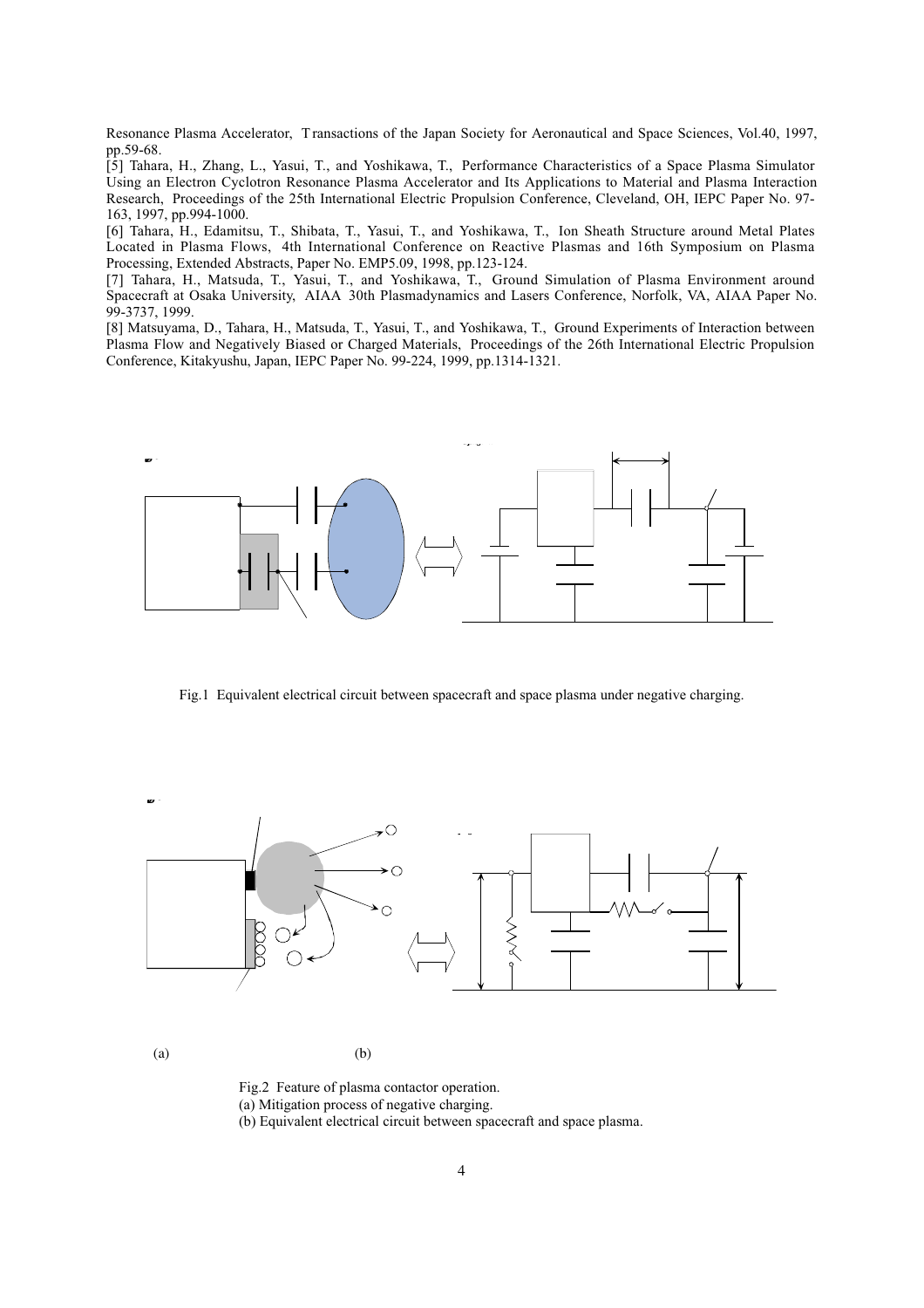Resonance Plasma Accelerator, Transactions of the Japan Society for Aeronautical and Space Sciences, Vol.40, 1997, pp.59-68.

[5] Tahara, H., Zhang, L., Yasui, T., and Yoshikawa, T., Performance Characteristics of a Space Plasma Simulator Using an Electron Cyclotron Resonance Plasma Accelerator and Its Applications to Material and Plasma Interaction Research, Proceedings of the 25th International Electric Propulsion Conference, Cleveland, OH, IEPC Paper No. 97-163, 1997, pp.994-1000.

[6] Tahara, H., Edamitsu, T., Shibata, T., Yasui, T., and Yoshikawa, T., Ion Sheath Structure around Metal Plates Located in Plasma Flows, 4th International Conference on Reactive Plasmas and 16th Symposium on Plasma Processing, Extended Abstracts, Paper No. EMP5.09, 1998, pp.123-124.

[7] Tahara, H., Matsuda, T., Yasui, T., and Yoshikawa, T., Ground Simulation of Plasma Environment around Spacecraft at Osaka University, AIAA 30th Plasmadynamics and Lasers Conference, Norfolk, VA, AIAA Paper No. 99-3737, 1999.

[8] Matsuyama, D., Tahara, H., Matsuda, T., Yasui, T., and Yoshikawa, T., Ground Experiments of Interaction between Plasma Flow and Negatively Biased or Charged Materials, Proceedings of the 26th International Electric Propulsion Conference, Kitakyushu, Japan, IEPC Paper No. 99-224, 1999, pp.1314-1321.

Fig.1 Equivalent electrical circuit between spacecraft and space plasma under negative charging.

(a) (b)

Fig.2 Feature of plasma contactor operation.
(a) Mitigation process of negative charging.
(b) Equivalent electrical circuit between spacecraft and space plasma.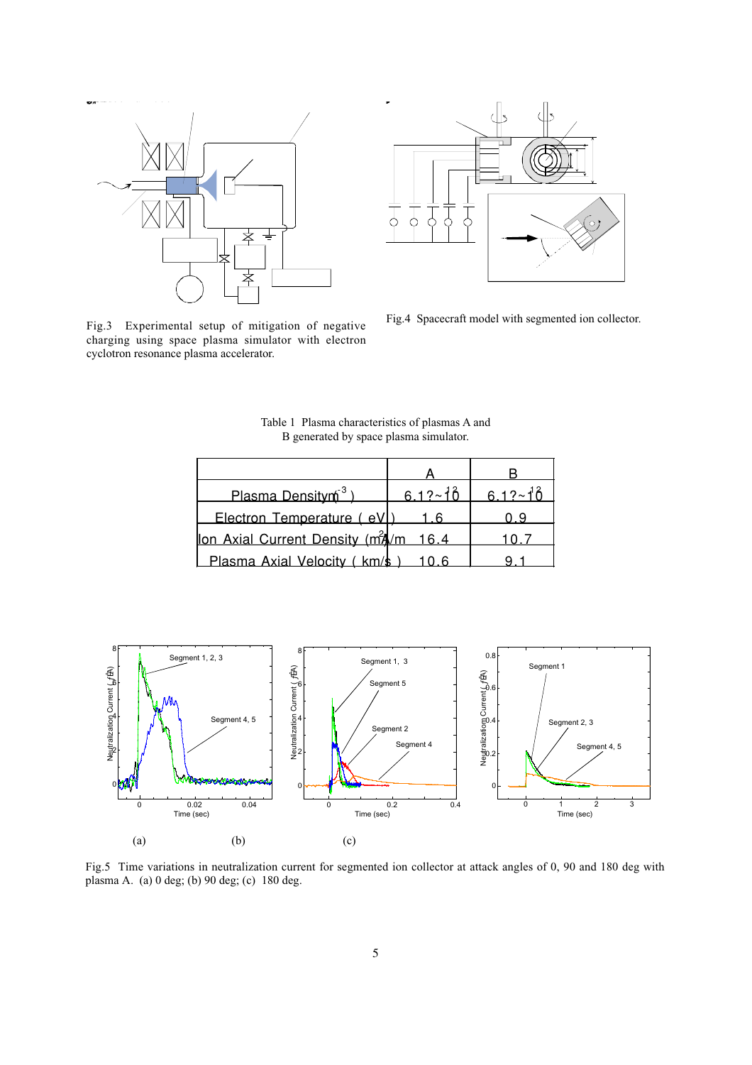Fig.3 Experimental setup of mitigation of negative charging using space plasma simulator with electron cyclotron resonance plasma accelerator.

Fig.4 Spacecraft model with segmented ion collector.

Table 1 Plasma characteristics of plasmas A and B generated by space plasma simulator.

| | A | B |
|---|---|---|
| Plasma Density ($m^{-3}$) | 6.1?~$10^{12}$ | 6.1?~$10^{12}$ |
| Electron Temperature ( eV ) | 1.6 | 0.9 |
| Ion Axial Current Density ($mA/m^2$) | 16.4 | 10.7 |
| Plasma Axial Velocity ( km/s ) | 10.6 | 9.1 |

Fig.5 Time variations in neutralization current for segmented ion collector at attack angles of 0, 90 and 180 deg with plasma A. (a) 0 deg; (b) 90 deg; (c) 180 deg.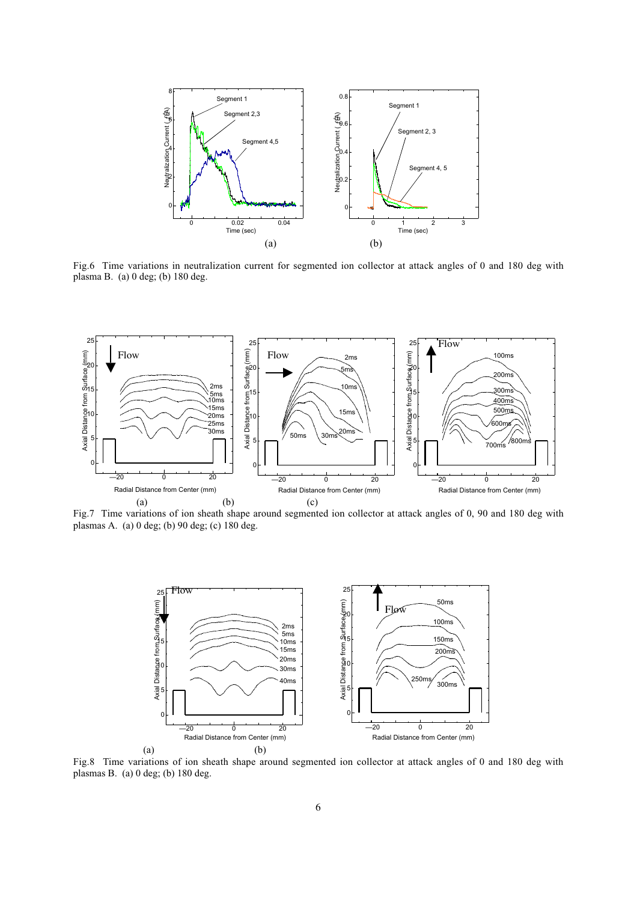Segment 1
Segment 2,3
Segment 4,5
Neutralization Current (μA)
Time (sec)
(a)

Segment 1
Segment 2, 3
Segment 4, 5
Neutralization Current (μA)
Time (sec)
(b)

Fig.6 Time variations in neutralization current for segmented ion collector at attack angles of 0 and 180 deg with plasma B. (a) 0 deg; (b) 180 deg.

Flow
2ms
5ms
10ms
15ms
20ms
25ms
30ms
Axial Distance from Surface (mm)
Radial Distance from Center (mm)
(a)

Flow
2ms
5ms
10ms
15ms
20ms
30ms
50ms
Axial Distance from Surface (mm)
Radial Distance from Center (mm)
(b)

Flow
100ms
200ms
300ms
400ms
500ms
600ms
700ms
800ms
Axial Distance from Surface (mm)
Radial Distance from Center (mm)
(c)

Fig.7 Time variations of ion sheath shape around segmented ion collector at attack angles of 0, 90 and 180 deg with plasmas A. (a) 0 deg; (b) 90 deg; (c) 180 deg.

Flow
2ms
5ms
10ms
15ms
20ms
30ms
40ms
Axial Distance from Surface (mm)
Radial Distance from Center (mm)
(a)

Flow
50ms
100ms
150ms
200ms
250ms
300ms
Axial Distance from Surface (mm)
Radial Distance from Center (mm)
(b)

Fig.8 Time variations of ion sheath shape around segmented ion collector at attack angles of 0 and 180 deg with plasmas B. (a) 0 deg; (b) 180 deg.